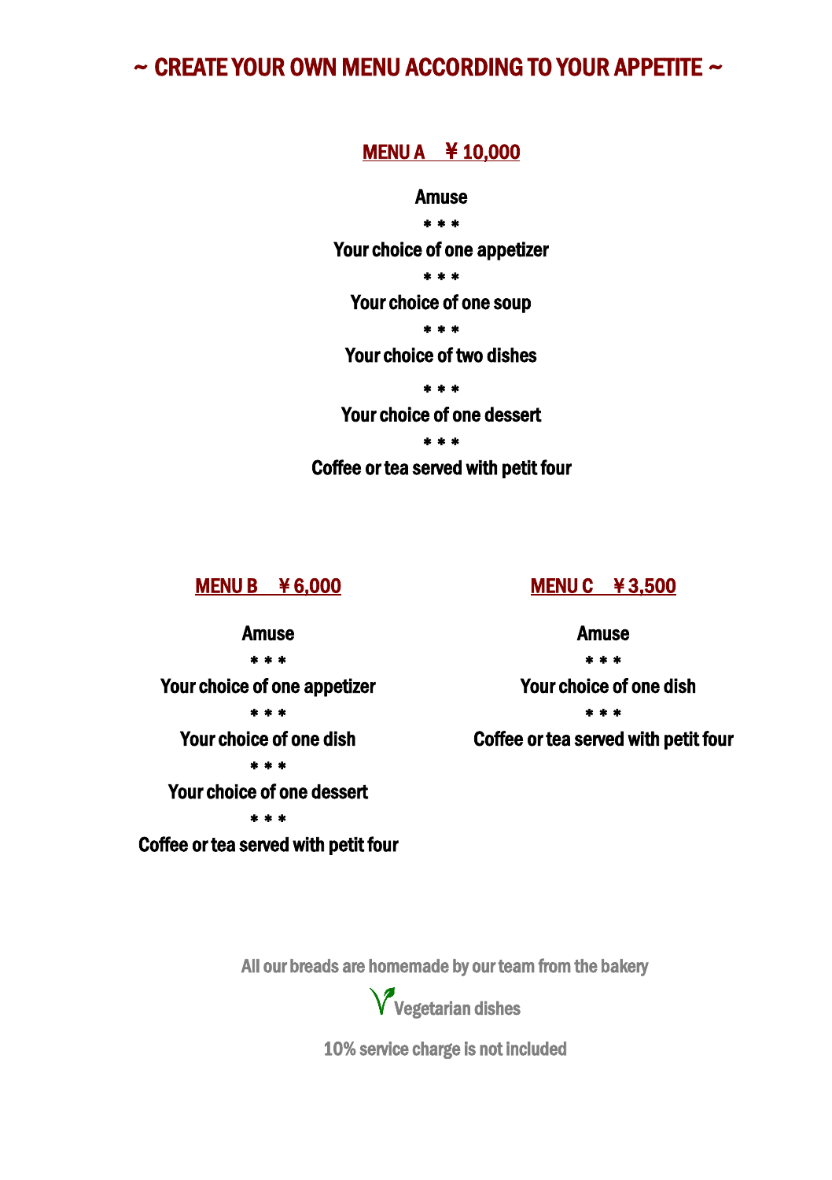# ~ CREATE YOUR OWN MENU ACCORDING TO YOUR APPETITE ~

## MENU A ¥ 10,000

**Amuse**

\* \* \*

**Your choice of one appetizer**

\* \* \*

**Your choice of one soup**

\* \* \*

**Your choice of two dishes**

\* \* \*

**Your choice of one dessert**

\* \* \*

**Coffee or tea served with petit four**

## MENU B ¥ 6,000

**Amuse**

\* \* \*

**Your choice of one appetizer**

\* \* \*

**Your choice of one dish**

\* \* \*

**Your choice of one dessert**

\* \* \*

**Coffee or tea served with petit four**

## MENU C ¥ 3,500

**Amuse**

\* \* \*

**Your choice of one dish**

\* \* \*

**Coffee or tea served with petit four**

All our breads are homemade by our team from the bakery

V Vegetarian dishes

10% service charge is not included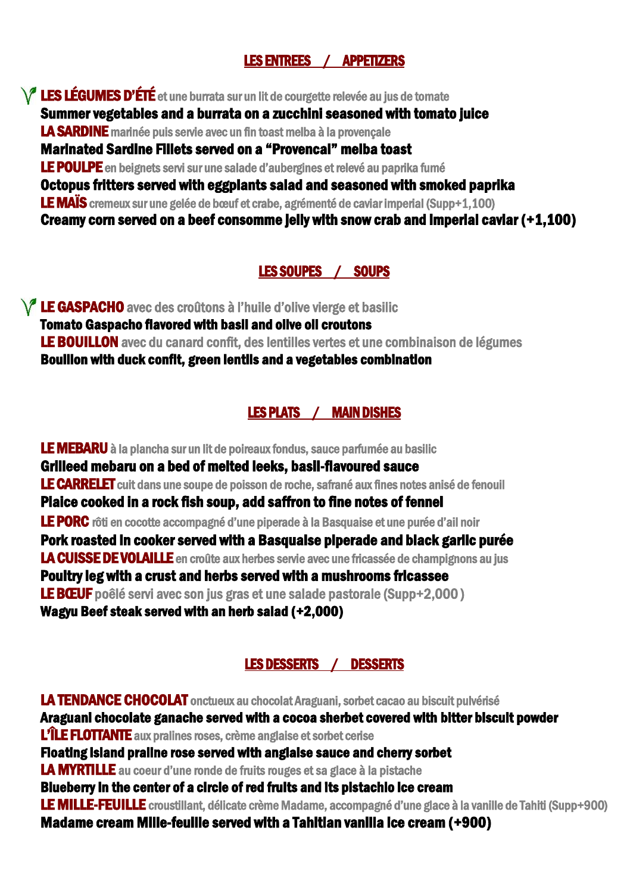## LES ENTREES / APPETIZERS

**LES LÉGUMES D'ÉTÉ** et une burrata sur un lit de courgette relevée au jus de tomate
**Summer vegetables and a burrata on a zucchini seasoned with tomato juice**

**LA SARDINE** marinée puis servie avec un fin toast melba à la provençale
**Marinated Sardine Fillets served on a "Provencal" melba toast**

**LE POULPE** en beignets servi sur une salade d'aubergines et relevé au paprika fumé
**Octopus fritters served with eggplants salad and seasoned with smoked paprika**

**LE MAÏS** cremeux sur une gelée de bœuf et crabe, agrémenté de caviar imperial (Supp+1,100)
**Creamy corn served on a beef consomme jelly with snow crab and imperial caviar (+1,100)**

## LES SOUPES / SOUPS

**LE GASPACHO** avec des croûtons à l'huile d'olive vierge et basilic
**Tomato Gaspacho flavored with basil and olive oil croutons**

**LE BOUILLON** avec du canard confit, des lentilles vertes et une combinaison de légumes
**Bouillon with duck confit, green lentils and a vegetables combination**

## LES PLATS / MAIN DISHES

**LE MEBARU** à la plancha sur un lit de poireaux fondus, sauce parfumée au basilic
**Grilleed mebaru on a bed of melted leeks, basil-flavoured sauce**

**LE CARRELET** cuit dans une soupe de poisson de roche, safrané aux fines notes anisé de fenouil
**Plaice cooked in a rock fish soup, add saffron to fine notes of fennel**

**LE PORC** rôti en cocotte accompagné d'une piperade à la Basquaise et une purée d'ail noir
**Pork roasted in cooker served with a Basquaise piperade and black garlic purée**

**LA CUISSE DE VOLAILLE** en croûte aux herbes servie avec une fricassée de champignons au jus
**Poultry leg with a crust and herbs served with a mushrooms fricassee**

**LE BŒUF** poêlé servi avec son jus gras et une salade pastorale (Supp+2,000 )
**Wagyu Beef steak served with an herb salad (+2,000)**

## LES DESSERTS / DESSERTS

**LA TENDANCE CHOCOLAT** onctueux au chocolat Araguani, sorbet cacao au biscuit pulvérisé
**Araguani chocolate ganache served with a cocoa sherbet covered with bitter biscuit powder**

**L'ÎLE FLOTTANTE** aux pralines roses, crème anglaise et sorbet cerise
**Floating island praline rose served with anglaise sauce and cherry sorbet**

**LA MYRTILLE** au coeur d'une ronde de fruits rouges et sa glace à la pistache
**Blueberry in the center of a circle of red fruits and its pistachio ice cream**

**LE MILLE-FEUILLE** croustillant, délicate crème Madame, accompagné d'une glace à la vanille de Tahiti (Supp+900)
**Madame cream Mille-feuille served with a Tahitian vanilla ice cream (+900)**